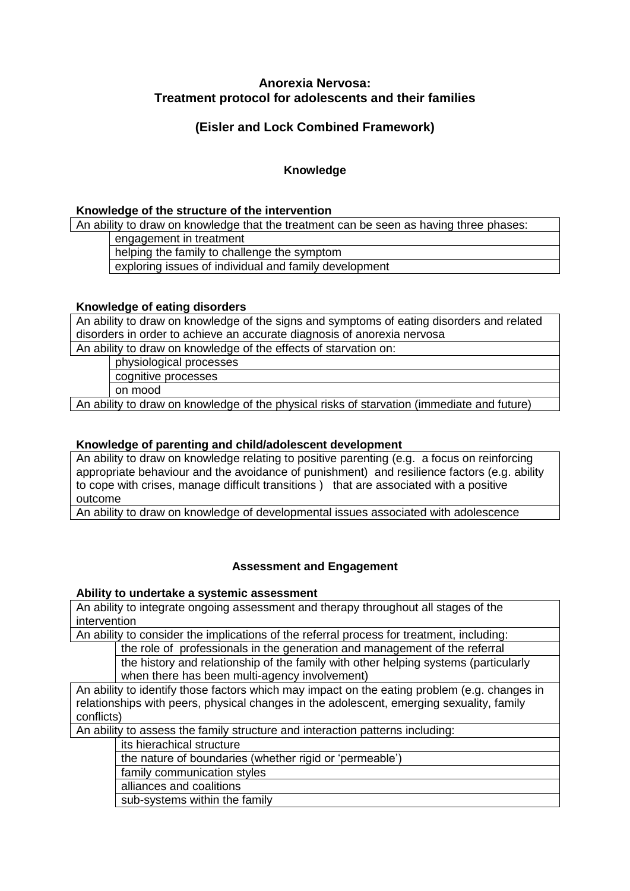# Anorexia Nervosa: Treatment protocol for adolescents and their families

## (Eisler and Lock Combined Framework)

### Knowledge

**Knowledge of the structure of the intervention**

An ability to draw on knowledge that the treatment can be seen as having three phases:

- engagement in treatment
- helping the family to challenge the symptom
- exploring issues of individual and family development

**Knowledge of eating disorders**

An ability to draw on knowledge of the signs and symptoms of eating disorders and related disorders in order to achieve an accurate diagnosis of anorexia nervosa

An ability to draw on knowledge of the effects of starvation on:

- physiological processes
- cognitive processes
- on mood

An ability to draw on knowledge of the physical risks of starvation (immediate and future)

**Knowledge of parenting and child/adolescent development**

An ability to draw on knowledge relating to positive parenting (e.g. a focus on reinforcing appropriate behaviour and the avoidance of punishment) and resilience factors (e.g. ability to cope with crises, manage difficult transitions ) that are associated with a positive outcome

An ability to draw on knowledge of developmental issues associated with adolescence

### Assessment and Engagement

**Ability to undertake a systemic assessment**

An ability to integrate ongoing assessment and therapy throughout all stages of the intervention

An ability to consider the implications of the referral process for treatment, including:

- the role of professionals in the generation and management of the referral
- the history and relationship of the family with other helping systems (particularly when there has been multi-agency involvement)

An ability to identify those factors which may impact on the eating problem (e.g. changes in relationships with peers, physical changes in the adolescent, emerging sexuality, family conflicts)

An ability to assess the family structure and interaction patterns including:

- its hierachical structure
- the nature of boundaries (whether rigid or 'permeable')
- family communication styles
- alliances and coalitions
- sub-systems within the family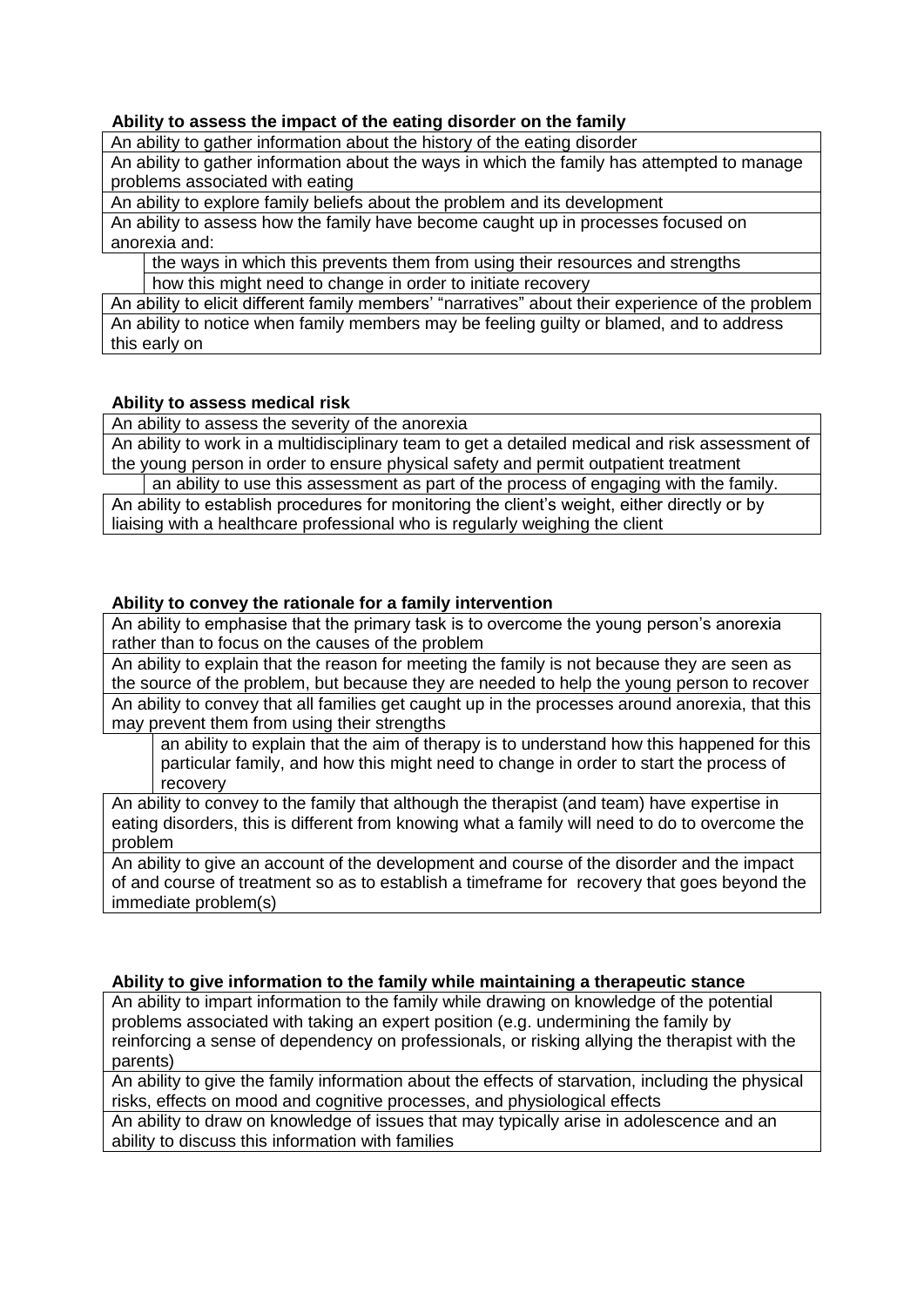**Ability to assess the impact of the eating disorder on the family**

- An ability to gather information about the history of the eating disorder
- An ability to gather information about the ways in which the family has attempted to manage problems associated with eating
- An ability to explore family beliefs about the problem and its development
- An ability to assess how the family have become caught up in processes focused on anorexia and:
  - the ways in which this prevents them from using their resources and strengths
  - how this might need to change in order to initiate recovery
- An ability to elicit different family members' "narratives" about their experience of the problem
- An ability to notice when family members may be feeling guilty or blamed, and to address this early on

**Ability to assess medical risk**

- An ability to assess the severity of the anorexia
- An ability to work in a multidisciplinary team to get a detailed medical and risk assessment of the young person in order to ensure physical safety and permit outpatient treatment
  - an ability to use this assessment as part of the process of engaging with the family.
- An ability to establish procedures for monitoring the client's weight, either directly or by liaising with a healthcare professional who is regularly weighing the client

**Ability to convey the rationale for a family intervention**

- An ability to emphasise that the primary task is to overcome the young person's anorexia rather than to focus on the causes of the problem
- An ability to explain that the reason for meeting the family is not because they are seen as the source of the problem, but because they are needed to help the young person to recover
- An ability to convey that all families get caught up in the processes around anorexia, that this may prevent them from using their strengths
  - an ability to explain that the aim of therapy is to understand how this happened for this particular family, and how this might need to change in order to start the process of recovery
- An ability to convey to the family that although the therapist (and team) have expertise in eating disorders, this is different from knowing what a family will need to do to overcome the problem
- An ability to give an account of the development and course of the disorder and the impact of and course of treatment so as to establish a timeframe for recovery that goes beyond the immediate problem(s)

**Ability to give information to the family while maintaining a therapeutic stance**

- An ability to impart information to the family while drawing on knowledge of the potential problems associated with taking an expert position (e.g. undermining the family by reinforcing a sense of dependency on professionals, or risking allying the therapist with the parents)
- An ability to give the family information about the effects of starvation, including the physical risks, effects on mood and cognitive processes, and physiological effects
- An ability to draw on knowledge of issues that may typically arise in adolescence and an ability to discuss this information with families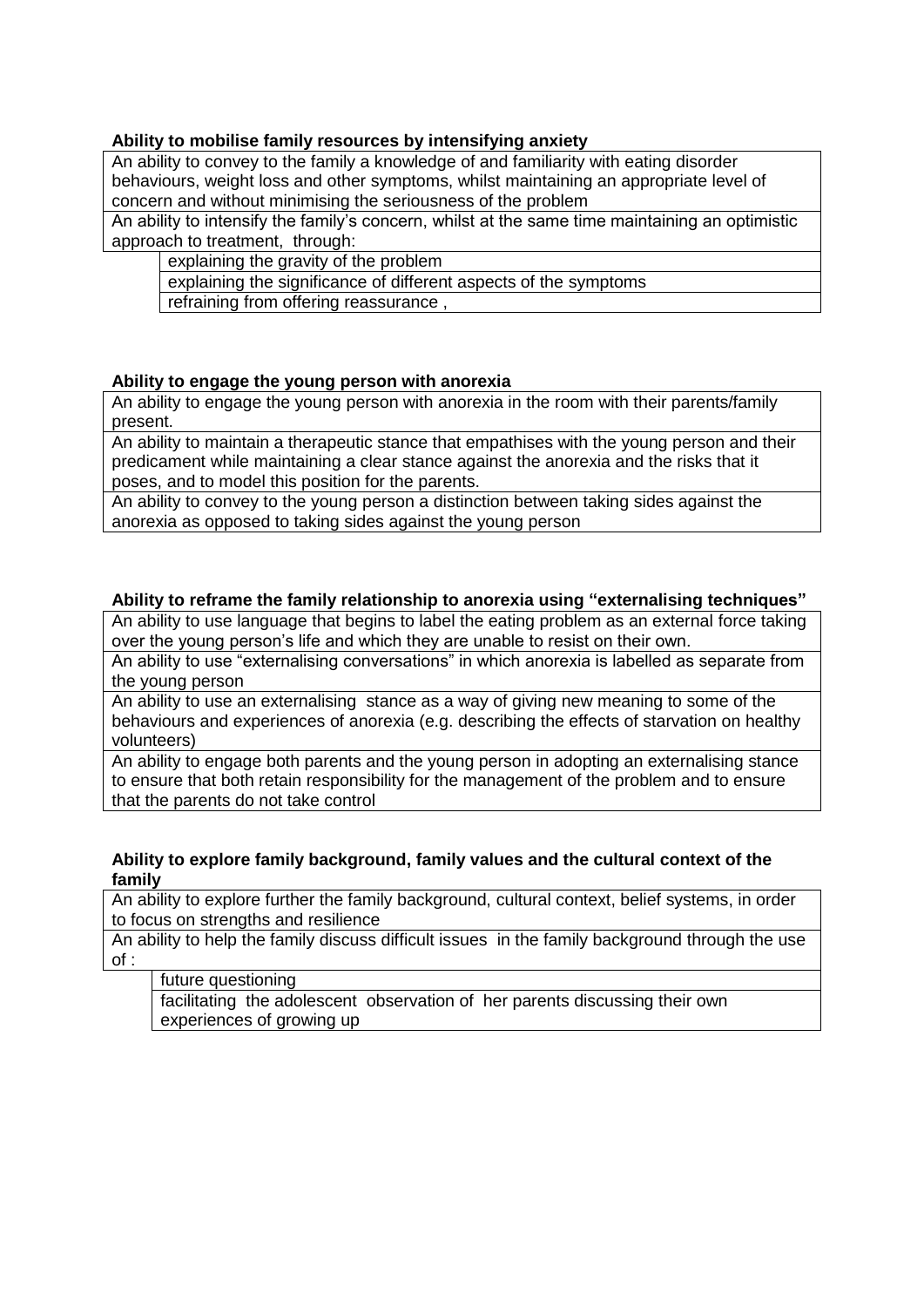**Ability to mobilise family resources by intensifying anxiety**

An ability to convey to the family a knowledge of and familiarity with eating disorder behaviours, weight loss and other symptoms, whilst maintaining an appropriate level of concern and without minimising the seriousness of the problem

An ability to intensify the family's concern, whilst at the same time maintaining an optimistic approach to treatment, through:

- explaining the gravity of the problem
- explaining the significance of different aspects of the symptoms
- refraining from offering reassurance ,

**Ability to engage the young person with anorexia**

An ability to engage the young person with anorexia in the room with their parents/family present.

An ability to maintain a therapeutic stance that empathises with the young person and their predicament while maintaining a clear stance against the anorexia and the risks that it poses, and to model this position for the parents.

An ability to convey to the young person a distinction between taking sides against the anorexia as opposed to taking sides against the young person

**Ability to reframe the family relationship to anorexia using "externalising techniques"**

An ability to use language that begins to label the eating problem as an external force taking over the young person's life and which they are unable to resist on their own.

An ability to use "externalising conversations" in which anorexia is labelled as separate from the young person

An ability to use an externalising stance as a way of giving new meaning to some of the behaviours and experiences of anorexia (e.g. describing the effects of starvation on healthy volunteers)

An ability to engage both parents and the young person in adopting an externalising stance to ensure that both retain responsibility for the management of the problem and to ensure that the parents do not take control

**Ability to explore family background, family values and the cultural context of the family**

An ability to explore further the family background, cultural context, belief systems, in order to focus on strengths and resilience

An ability to help the family discuss difficult issues in the family background through the use of :

- future questioning
- facilitating the adolescent observation of her parents discussing their own experiences of growing up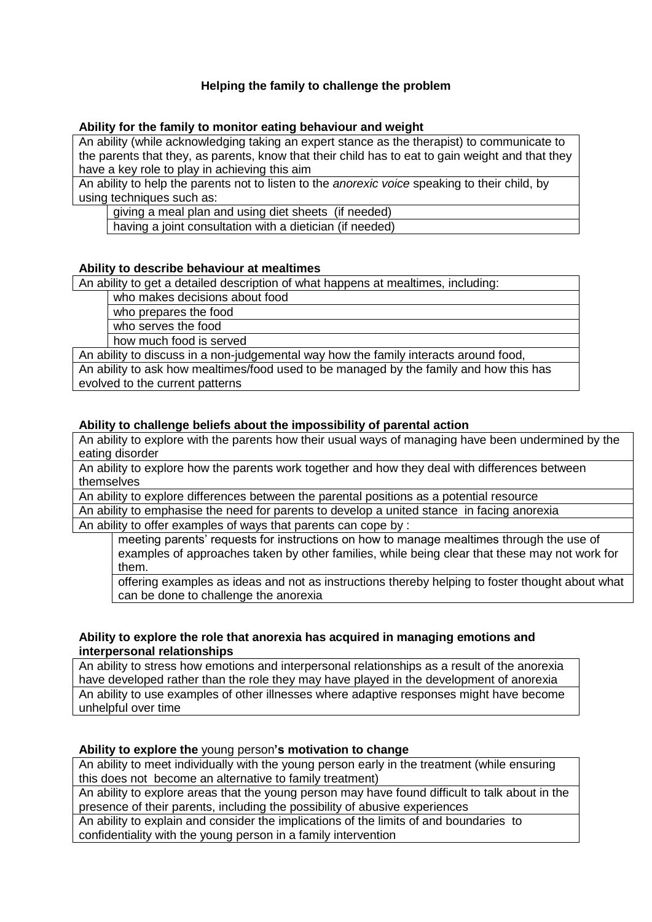## Helping the family to challenge the problem

**Ability for the family to monitor eating behaviour and weight**

An ability (while acknowledging taking an expert stance as the therapist) to communicate to the parents that they, as parents, know that their child has to eat to gain weight and that they have a key role to play in achieving this aim

An ability to help the parents not to listen to the *anorexic voice* speaking to their child, by using techniques such as:

- giving a meal plan and using diet sheets (if needed)
- having a joint consultation with a dietician (if needed)

**Ability to describe behaviour at mealtimes**

An ability to get a detailed description of what happens at mealtimes, including:

- who makes decisions about food
- who prepares the food
- who serves the food
- how much food is served

An ability to discuss in a non-judgemental way how the family interacts around food,

An ability to ask how mealtimes/food used to be managed by the family and how this has evolved to the current patterns

**Ability to challenge beliefs about the impossibility of parental action**

An ability to explore with the parents how their usual ways of managing have been undermined by the eating disorder

An ability to explore how the parents work together and how they deal with differences between themselves

An ability to explore differences between the parental positions as a potential resource

An ability to emphasise the need for parents to develop a united stance in facing anorexia

An ability to offer examples of ways that parents can cope by :

- meeting parents' requests for instructions on how to manage mealtimes through the use of examples of approaches taken by other families, while being clear that these may not work for them.
- offering examples as ideas and not as instructions thereby helping to foster thought about what can be done to challenge the anorexia

**Ability to explore the role that anorexia has acquired in managing emotions and interpersonal relationships**

An ability to stress how emotions and interpersonal relationships as a result of the anorexia have developed rather than the role they may have played in the development of anorexia

An ability to use examples of other illnesses where adaptive responses might have become unhelpful over time

**Ability to explore the** young person**'s motivation to change**

An ability to meet individually with the young person early in the treatment (while ensuring this does not become an alternative to family treatment)

An ability to explore areas that the young person may have found difficult to talk about in the presence of their parents, including the possibility of abusive experiences

An ability to explain and consider the implications of the limits of and boundaries to confidentiality with the young person in a family intervention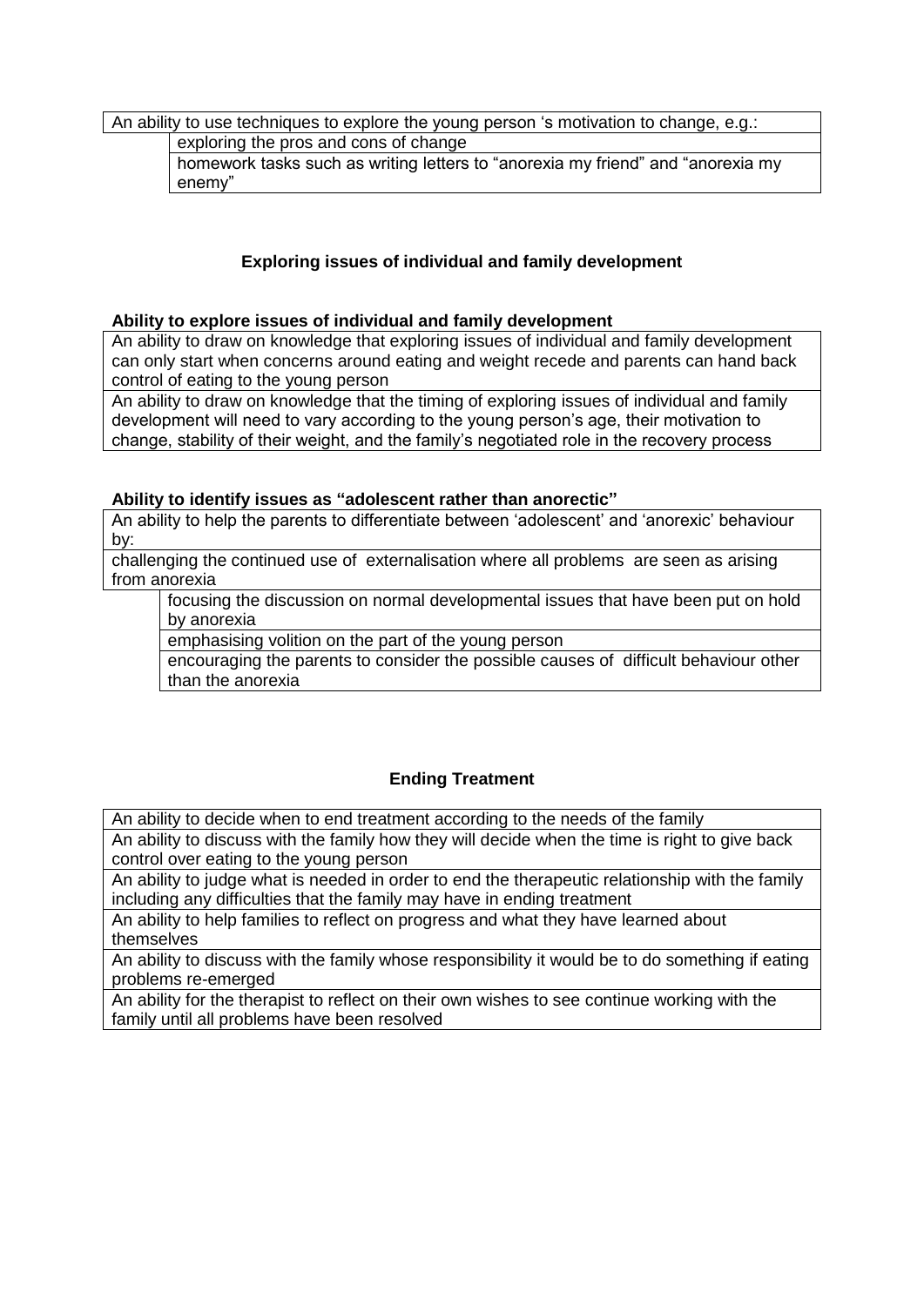| |
|---|
| An ability to use techniques to explore the young person 's motivation to change, e.g.: |
| exploring the pros and cons of change |
| homework tasks such as writing letters to "anorexia my friend" and "anorexia my enemy" |

### Exploring issues of individual and family development

**Ability to explore issues of individual and family development**

| |
|---|
| An ability to draw on knowledge that exploring issues of individual and family development can only start when concerns around eating and weight recede and parents can hand back control of eating to the young person |
| An ability to draw on knowledge that the timing of exploring issues of individual and family development will need to vary according to the young person's age, their motivation to change, stability of their weight, and the family's negotiated role in the recovery process |

**Ability to identify issues as "adolescent rather than anorectic"**

| |
|---|
| An ability to help the parents to differentiate between 'adolescent' and 'anorexic' behaviour by: |
| challenging the continued use of externalisation where all problems are seen as arising from anorexia |
| focusing the discussion on normal developmental issues that have been put on hold by anorexia |
| emphasising volition on the part of the young person |
| encouraging the parents to consider the possible causes of difficult behaviour other than the anorexia |

### Ending Treatment

| |
|---|
| An ability to decide when to end treatment according to the needs of the family |
| An ability to discuss with the family how they will decide when the time is right to give back control over eating to the young person |
| An ability to judge what is needed in order to end the therapeutic relationship with the family including any difficulties that the family may have in ending treatment |
| An ability to help families to reflect on progress and what they have learned about themselves |
| An ability to discuss with the family whose responsibility it would be to do something if eating problems re-emerged |
| An ability for the therapist to reflect on their own wishes to see continue working with the family until all problems have been resolved |